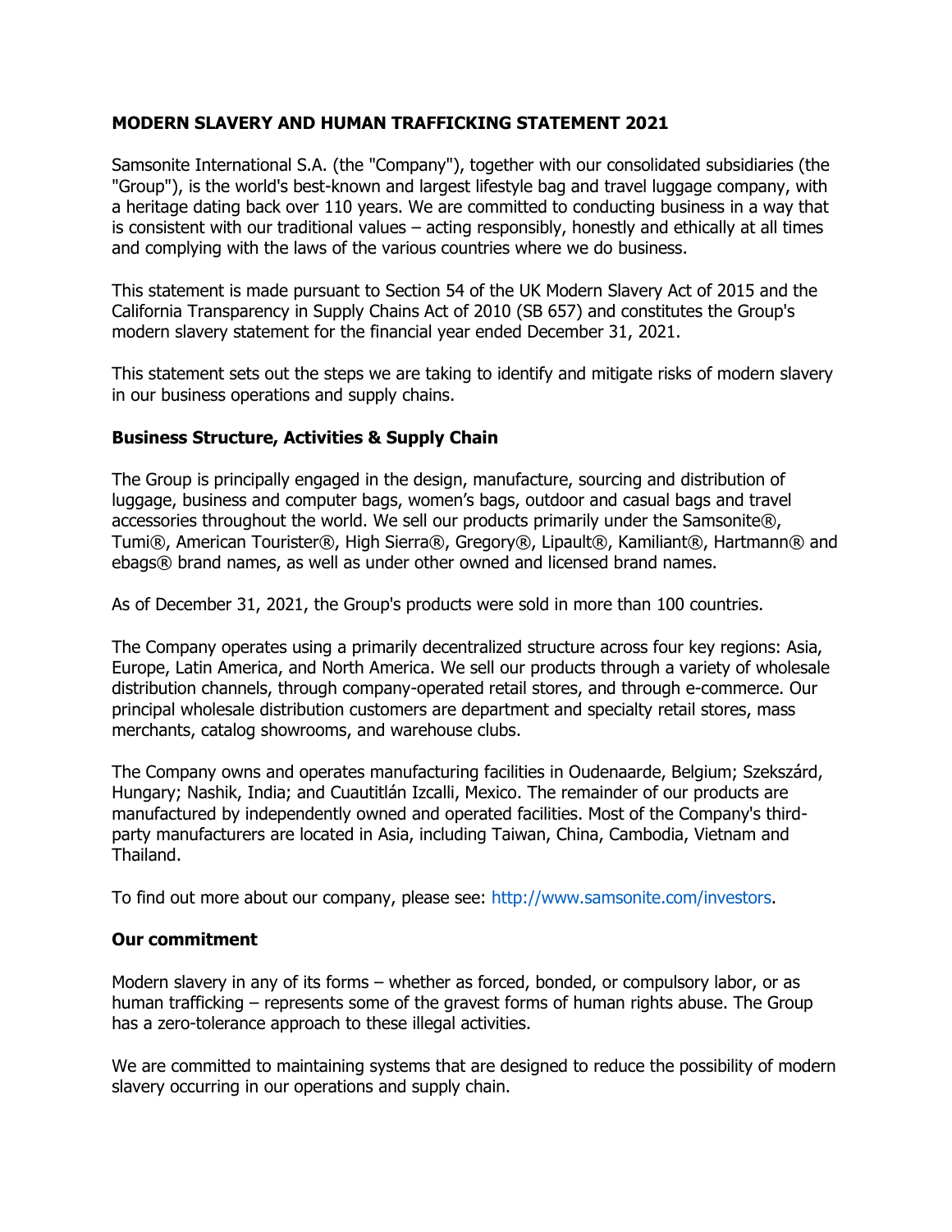# MODERN SLAVERY AND HUMAN TRAFFICKING STATEMENT 2021

Samsonite International S.A. (the "Company"), together with our consolidated subsidiaries (the "Group"), is the world's best-known and largest lifestyle bag and travel luggage company, with a heritage dating back over 110 years. We are committed to conducting business in a way that is consistent with our traditional values – acting responsibly, honestly and ethically at all times and complying with the laws of the various countries where we do business.

This statement is made pursuant to Section 54 of the UK Modern Slavery Act of 2015 and the California Transparency in Supply Chains Act of 2010 (SB 657) and constitutes the Group's modern slavery statement for the financial year ended December 31, 2021.

This statement sets out the steps we are taking to identify and mitigate risks of modern slavery in our business operations and supply chains.

## Business Structure, Activities & Supply Chain

The Group is principally engaged in the design, manufacture, sourcing and distribution of luggage, business and computer bags, women's bags, outdoor and casual bags and travel accessories throughout the world. We sell our products primarily under the Samsonite®, Tumi®, American Tourister®, High Sierra®, Gregory®, Lipault®, Kamiliant®, Hartmann® and ebags® brand names, as well as under other owned and licensed brand names.

As of December 31, 2021, the Group's products were sold in more than 100 countries.

The Company operates using a primarily decentralized structure across four key regions: Asia, Europe, Latin America, and North America. We sell our products through a variety of wholesale distribution channels, through company-operated retail stores, and through e-commerce. Our principal wholesale distribution customers are department and specialty retail stores, mass merchants, catalog showrooms, and warehouse clubs.

The Company owns and operates manufacturing facilities in Oudenaarde, Belgium; Szekszárd, Hungary; Nashik, India; and Cuautitlán Izcalli, Mexico. The remainder of our products are manufactured by independently owned and operated facilities. Most of the Company's third-party manufacturers are located in Asia, including Taiwan, China, Cambodia, Vietnam and Thailand.

To find out more about our company, please see: http://www.samsonite.com/investors.

## Our commitment

Modern slavery in any of its forms – whether as forced, bonded, or compulsory labor, or as human trafficking – represents some of the gravest forms of human rights abuse. The Group has a zero-tolerance approach to these illegal activities.

We are committed to maintaining systems that are designed to reduce the possibility of modern slavery occurring in our operations and supply chain.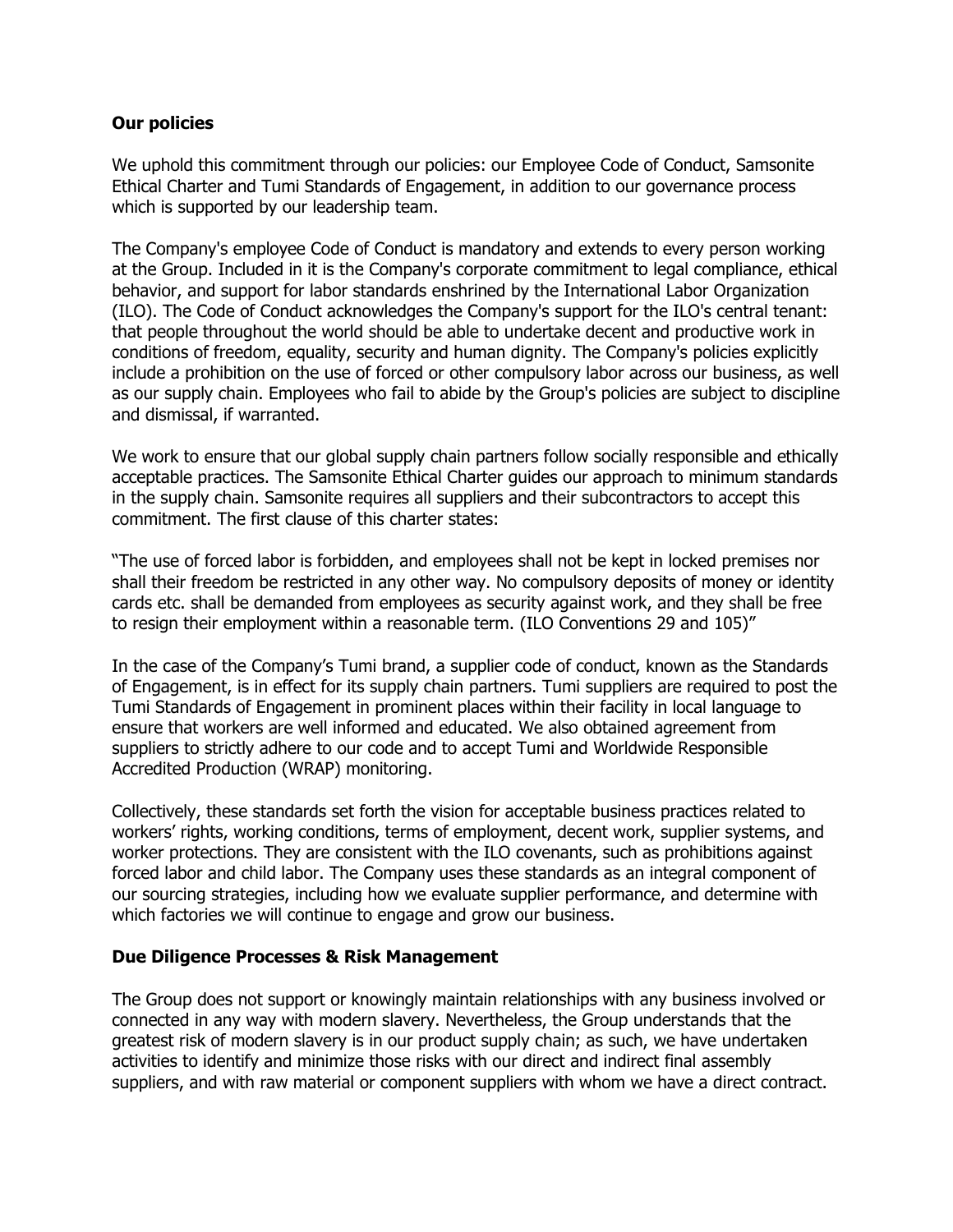**Our policies**

We uphold this commitment through our policies: our Employee Code of Conduct, Samsonite Ethical Charter and Tumi Standards of Engagement, in addition to our governance process which is supported by our leadership team.

The Company's employee Code of Conduct is mandatory and extends to every person working at the Group. Included in it is the Company's corporate commitment to legal compliance, ethical behavior, and support for labor standards enshrined by the International Labor Organization (ILO). The Code of Conduct acknowledges the Company's support for the ILO's central tenant: that people throughout the world should be able to undertake decent and productive work in conditions of freedom, equality, security and human dignity. The Company's policies explicitly include a prohibition on the use of forced or other compulsory labor across our business, as well as our supply chain. Employees who fail to abide by the Group's policies are subject to discipline and dismissal, if warranted.

We work to ensure that our global supply chain partners follow socially responsible and ethically acceptable practices. The Samsonite Ethical Charter guides our approach to minimum standards in the supply chain. Samsonite requires all suppliers and their subcontractors to accept this commitment. The first clause of this charter states:

"The use of forced labor is forbidden, and employees shall not be kept in locked premises nor shall their freedom be restricted in any other way. No compulsory deposits of money or identity cards etc. shall be demanded from employees as security against work, and they shall be free to resign their employment within a reasonable term. (ILO Conventions 29 and 105)"

In the case of the Company's Tumi brand, a supplier code of conduct, known as the Standards of Engagement, is in effect for its supply chain partners. Tumi suppliers are required to post the Tumi Standards of Engagement in prominent places within their facility in local language to ensure that workers are well informed and educated. We also obtained agreement from suppliers to strictly adhere to our code and to accept Tumi and Worldwide Responsible Accredited Production (WRAP) monitoring.

Collectively, these standards set forth the vision for acceptable business practices related to workers' rights, working conditions, terms of employment, decent work, supplier systems, and worker protections. They are consistent with the ILO covenants, such as prohibitions against forced labor and child labor. The Company uses these standards as an integral component of our sourcing strategies, including how we evaluate supplier performance, and determine with which factories we will continue to engage and grow our business.

**Due Diligence Processes & Risk Management**

The Group does not support or knowingly maintain relationships with any business involved or connected in any way with modern slavery. Nevertheless, the Group understands that the greatest risk of modern slavery is in our product supply chain; as such, we have undertaken activities to identify and minimize those risks with our direct and indirect final assembly suppliers, and with raw material or component suppliers with whom we have a direct contract.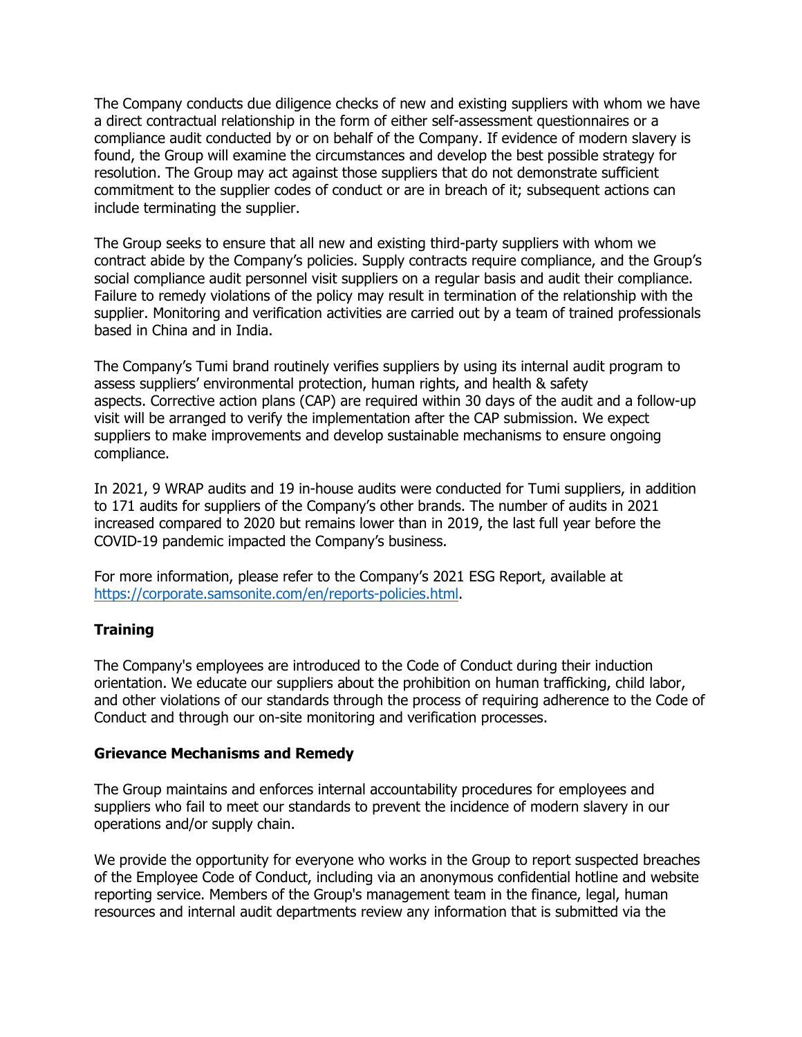The Company conducts due diligence checks of new and existing suppliers with whom we have a direct contractual relationship in the form of either self-assessment questionnaires or a compliance audit conducted by or on behalf of the Company. If evidence of modern slavery is found, the Group will examine the circumstances and develop the best possible strategy for resolution. The Group may act against those suppliers that do not demonstrate sufficient commitment to the supplier codes of conduct or are in breach of it; subsequent actions can include terminating the supplier.

The Group seeks to ensure that all new and existing third-party suppliers with whom we contract abide by the Company's policies. Supply contracts require compliance, and the Group's social compliance audit personnel visit suppliers on a regular basis and audit their compliance. Failure to remedy violations of the policy may result in termination of the relationship with the supplier. Monitoring and verification activities are carried out by a team of trained professionals based in China and in India.

The Company's Tumi brand routinely verifies suppliers by using its internal audit program to assess suppliers' environmental protection, human rights, and health & safety aspects. Corrective action plans (CAP) are required within 30 days of the audit and a follow-up visit will be arranged to verify the implementation after the CAP submission. We expect suppliers to make improvements and develop sustainable mechanisms to ensure ongoing compliance.

In 2021, 9 WRAP audits and 19 in-house audits were conducted for Tumi suppliers, in addition to 171 audits for suppliers of the Company's other brands. The number of audits in 2021 increased compared to 2020 but remains lower than in 2019, the last full year before the COVID-19 pandemic impacted the Company's business.

For more information, please refer to the Company's 2021 ESG Report, available at https://corporate.samsonite.com/en/reports-policies.html.

## Training

The Company's employees are introduced to the Code of Conduct during their induction orientation. We educate our suppliers about the prohibition on human trafficking, child labor, and other violations of our standards through the process of requiring adherence to the Code of Conduct and through our on-site monitoring and verification processes.

## Grievance Mechanisms and Remedy

The Group maintains and enforces internal accountability procedures for employees and suppliers who fail to meet our standards to prevent the incidence of modern slavery in our operations and/or supply chain.

We provide the opportunity for everyone who works in the Group to report suspected breaches of the Employee Code of Conduct, including via an anonymous confidential hotline and website reporting service. Members of the Group's management team in the finance, legal, human resources and internal audit departments review any information that is submitted via the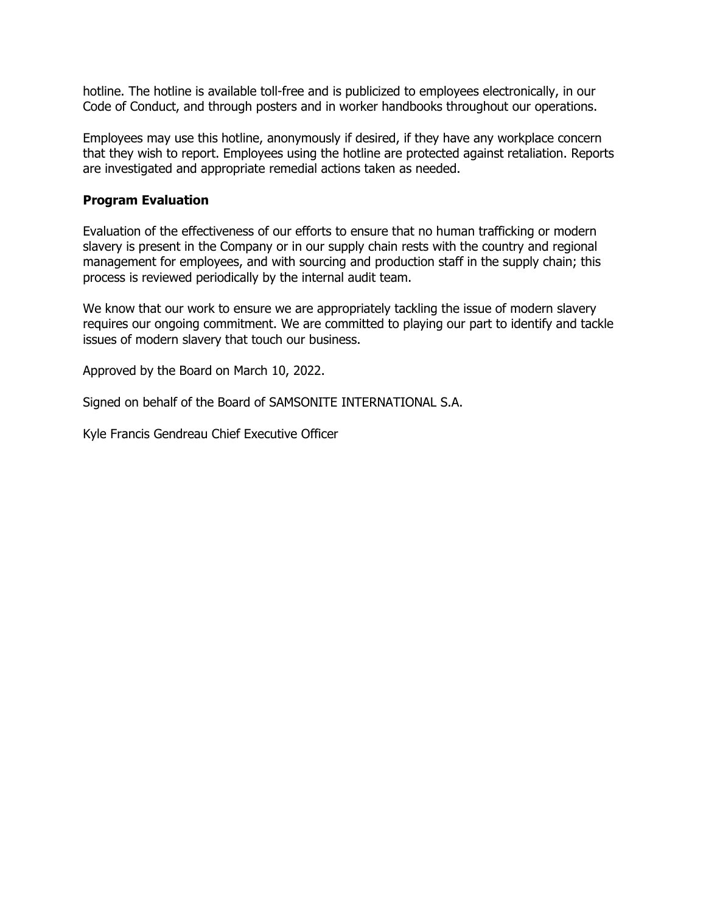hotline. The hotline is available toll-free and is publicized to employees electronically, in our Code of Conduct, and through posters and in worker handbooks throughout our operations.

Employees may use this hotline, anonymously if desired, if they have any workplace concern that they wish to report. Employees using the hotline are protected against retaliation. Reports are investigated and appropriate remedial actions taken as needed.

**Program Evaluation**

Evaluation of the effectiveness of our efforts to ensure that no human trafficking or modern slavery is present in the Company or in our supply chain rests with the country and regional management for employees, and with sourcing and production staff in the supply chain; this process is reviewed periodically by the internal audit team.

We know that our work to ensure we are appropriately tackling the issue of modern slavery requires our ongoing commitment. We are committed to playing our part to identify and tackle issues of modern slavery that touch our business.

Approved by the Board on March 10, 2022.

Signed on behalf of the Board of SAMSONITE INTERNATIONAL S.A.

Kyle Francis Gendreau Chief Executive Officer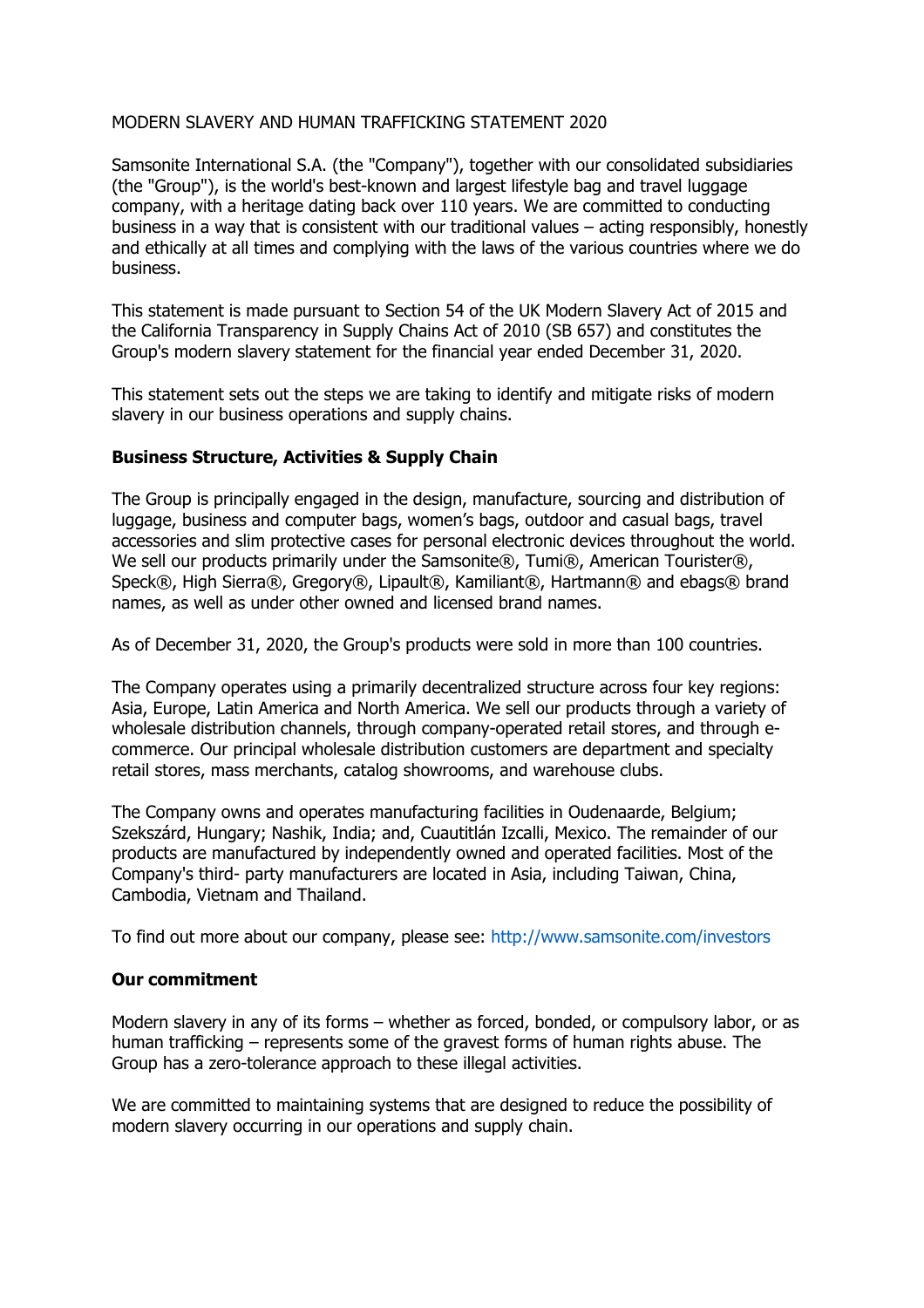MODERN SLAVERY AND HUMAN TRAFFICKING STATEMENT 2020

Samsonite International S.A. (the "Company"), together with our consolidated subsidiaries (the "Group"), is the world's best-known and largest lifestyle bag and travel luggage company, with a heritage dating back over 110 years. We are committed to conducting business in a way that is consistent with our traditional values – acting responsibly, honestly and ethically at all times and complying with the laws of the various countries where we do business.

This statement is made pursuant to Section 54 of the UK Modern Slavery Act of 2015 and the California Transparency in Supply Chains Act of 2010 (SB 657) and constitutes the Group's modern slavery statement for the financial year ended December 31, 2020.

This statement sets out the steps we are taking to identify and mitigate risks of modern slavery in our business operations and supply chains.

**Business Structure, Activities & Supply Chain**

The Group is principally engaged in the design, manufacture, sourcing and distribution of luggage, business and computer bags, women's bags, outdoor and casual bags, travel accessories and slim protective cases for personal electronic devices throughout the world. We sell our products primarily under the Samsonite®, Tumi®, American Tourister®, Speck®, High Sierra®, Gregory®, Lipault®, Kamiliant®, Hartmann® and ebags® brand names, as well as under other owned and licensed brand names.

As of December 31, 2020, the Group's products were sold in more than 100 countries.

The Company operates using a primarily decentralized structure across four key regions: Asia, Europe, Latin America and North America. We sell our products through a variety of wholesale distribution channels, through company-operated retail stores, and through e-commerce. Our principal wholesale distribution customers are department and specialty retail stores, mass merchants, catalog showrooms, and warehouse clubs.

The Company owns and operates manufacturing facilities in Oudenaarde, Belgium; Szekszárd, Hungary; Nashik, India; and, Cuautitlán Izcalli, Mexico. The remainder of our products are manufactured by independently owned and operated facilities. Most of the Company's third- party manufacturers are located in Asia, including Taiwan, China, Cambodia, Vietnam and Thailand.

To find out more about our company, please see: http://www.samsonite.com/investors

**Our commitment**

Modern slavery in any of its forms – whether as forced, bonded, or compulsory labor, or as human trafficking – represents some of the gravest forms of human rights abuse. The Group has a zero-tolerance approach to these illegal activities.

We are committed to maintaining systems that are designed to reduce the possibility of modern slavery occurring in our operations and supply chain.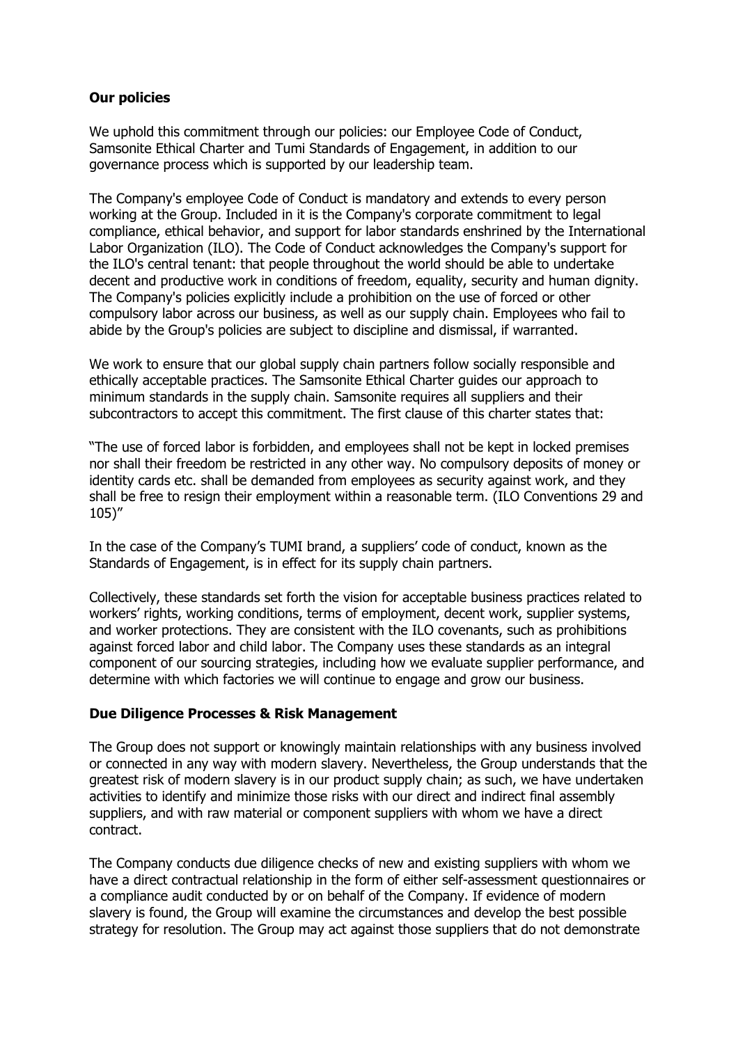**Our policies**

We uphold this commitment through our policies: our Employee Code of Conduct, Samsonite Ethical Charter and Tumi Standards of Engagement, in addition to our governance process which is supported by our leadership team.

The Company's employee Code of Conduct is mandatory and extends to every person working at the Group. Included in it is the Company's corporate commitment to legal compliance, ethical behavior, and support for labor standards enshrined by the International Labor Organization (ILO). The Code of Conduct acknowledges the Company's support for the ILO's central tenant: that people throughout the world should be able to undertake decent and productive work in conditions of freedom, equality, security and human dignity. The Company's policies explicitly include a prohibition on the use of forced or other compulsory labor across our business, as well as our supply chain. Employees who fail to abide by the Group's policies are subject to discipline and dismissal, if warranted.

We work to ensure that our global supply chain partners follow socially responsible and ethically acceptable practices. The Samsonite Ethical Charter guides our approach to minimum standards in the supply chain. Samsonite requires all suppliers and their subcontractors to accept this commitment. The first clause of this charter states that:

"The use of forced labor is forbidden, and employees shall not be kept in locked premises nor shall their freedom be restricted in any other way. No compulsory deposits of money or identity cards etc. shall be demanded from employees as security against work, and they shall be free to resign their employment within a reasonable term. (ILO Conventions 29 and 105)"

In the case of the Company's TUMI brand, a suppliers' code of conduct, known as the Standards of Engagement, is in effect for its supply chain partners.

Collectively, these standards set forth the vision for acceptable business practices related to workers' rights, working conditions, terms of employment, decent work, supplier systems, and worker protections. They are consistent with the ILO covenants, such as prohibitions against forced labor and child labor. The Company uses these standards as an integral component of our sourcing strategies, including how we evaluate supplier performance, and determine with which factories we will continue to engage and grow our business.

**Due Diligence Processes & Risk Management**

The Group does not support or knowingly maintain relationships with any business involved or connected in any way with modern slavery. Nevertheless, the Group understands that the greatest risk of modern slavery is in our product supply chain; as such, we have undertaken activities to identify and minimize those risks with our direct and indirect final assembly suppliers, and with raw material or component suppliers with whom we have a direct contract.

The Company conducts due diligence checks of new and existing suppliers with whom we have a direct contractual relationship in the form of either self-assessment questionnaires or a compliance audit conducted by or on behalf of the Company. If evidence of modern slavery is found, the Group will examine the circumstances and develop the best possible strategy for resolution. The Group may act against those suppliers that do not demonstrate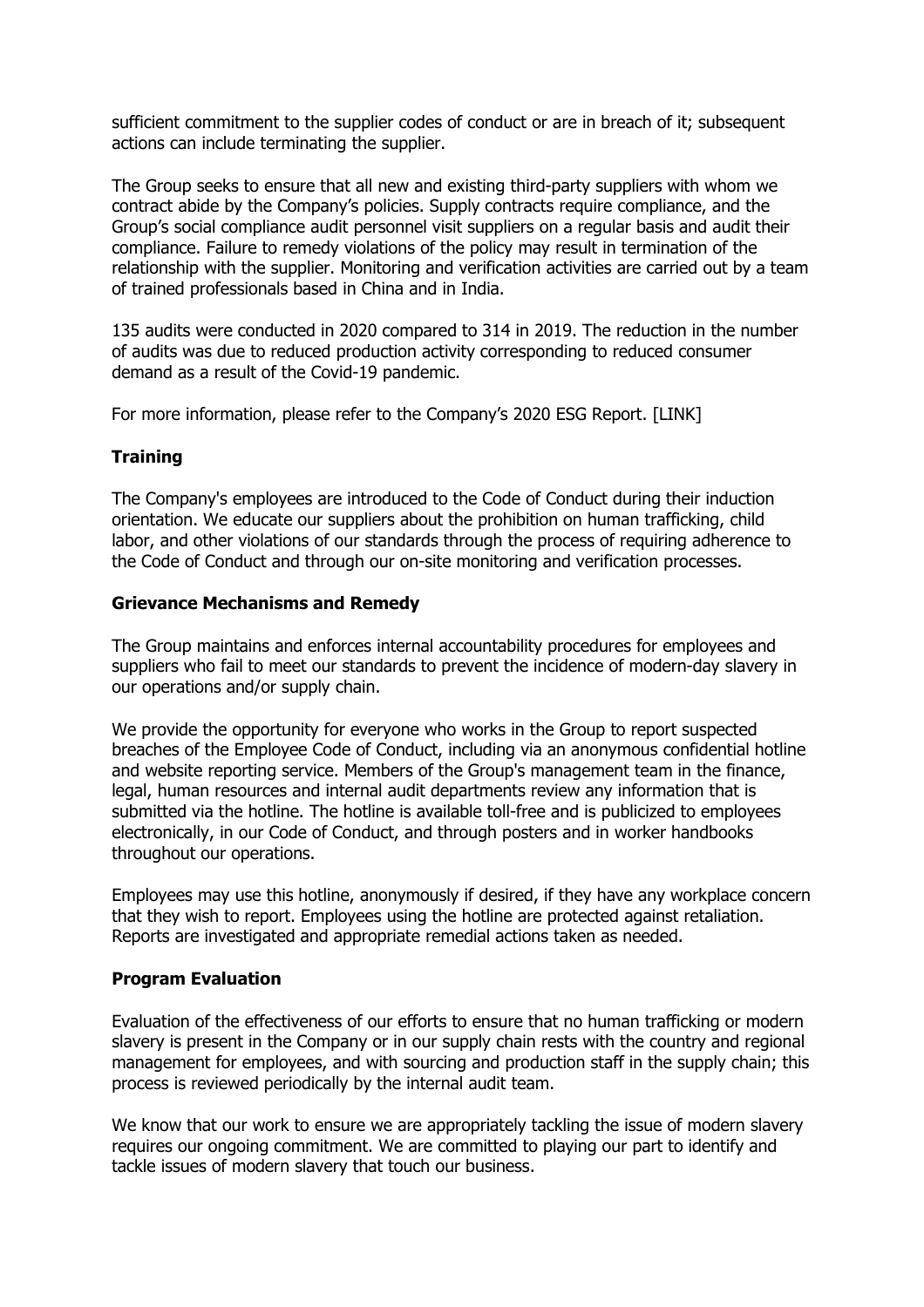sufficient commitment to the supplier codes of conduct or are in breach of it; subsequent actions can include terminating the supplier.

The Group seeks to ensure that all new and existing third-party suppliers with whom we contract abide by the Company's policies. Supply contracts require compliance, and the Group's social compliance audit personnel visit suppliers on a regular basis and audit their compliance. Failure to remedy violations of the policy may result in termination of the relationship with the supplier. Monitoring and verification activities are carried out by a team of trained professionals based in China and in India.

135 audits were conducted in 2020 compared to 314 in 2019. The reduction in the number of audits was due to reduced production activity corresponding to reduced consumer demand as a result of the Covid-19 pandemic.

For more information, please refer to the Company's 2020 ESG Report. [LINK]

**Training**

The Company's employees are introduced to the Code of Conduct during their induction orientation. We educate our suppliers about the prohibition on human trafficking, child labor, and other violations of our standards through the process of requiring adherence to the Code of Conduct and through our on-site monitoring and verification processes.

**Grievance Mechanisms and Remedy**

The Group maintains and enforces internal accountability procedures for employees and suppliers who fail to meet our standards to prevent the incidence of modern-day slavery in our operations and/or supply chain.

We provide the opportunity for everyone who works in the Group to report suspected breaches of the Employee Code of Conduct, including via an anonymous confidential hotline and website reporting service. Members of the Group's management team in the finance, legal, human resources and internal audit departments review any information that is submitted via the hotline. The hotline is available toll-free and is publicized to employees electronically, in our Code of Conduct, and through posters and in worker handbooks throughout our operations.

Employees may use this hotline, anonymously if desired, if they have any workplace concern that they wish to report. Employees using the hotline are protected against retaliation. Reports are investigated and appropriate remedial actions taken as needed.

**Program Evaluation**

Evaluation of the effectiveness of our efforts to ensure that no human trafficking or modern slavery is present in the Company or in our supply chain rests with the country and regional management for employees, and with sourcing and production staff in the supply chain; this process is reviewed periodically by the internal audit team.

We know that our work to ensure we are appropriately tackling the issue of modern slavery requires our ongoing commitment. We are committed to playing our part to identify and tackle issues of modern slavery that touch our business.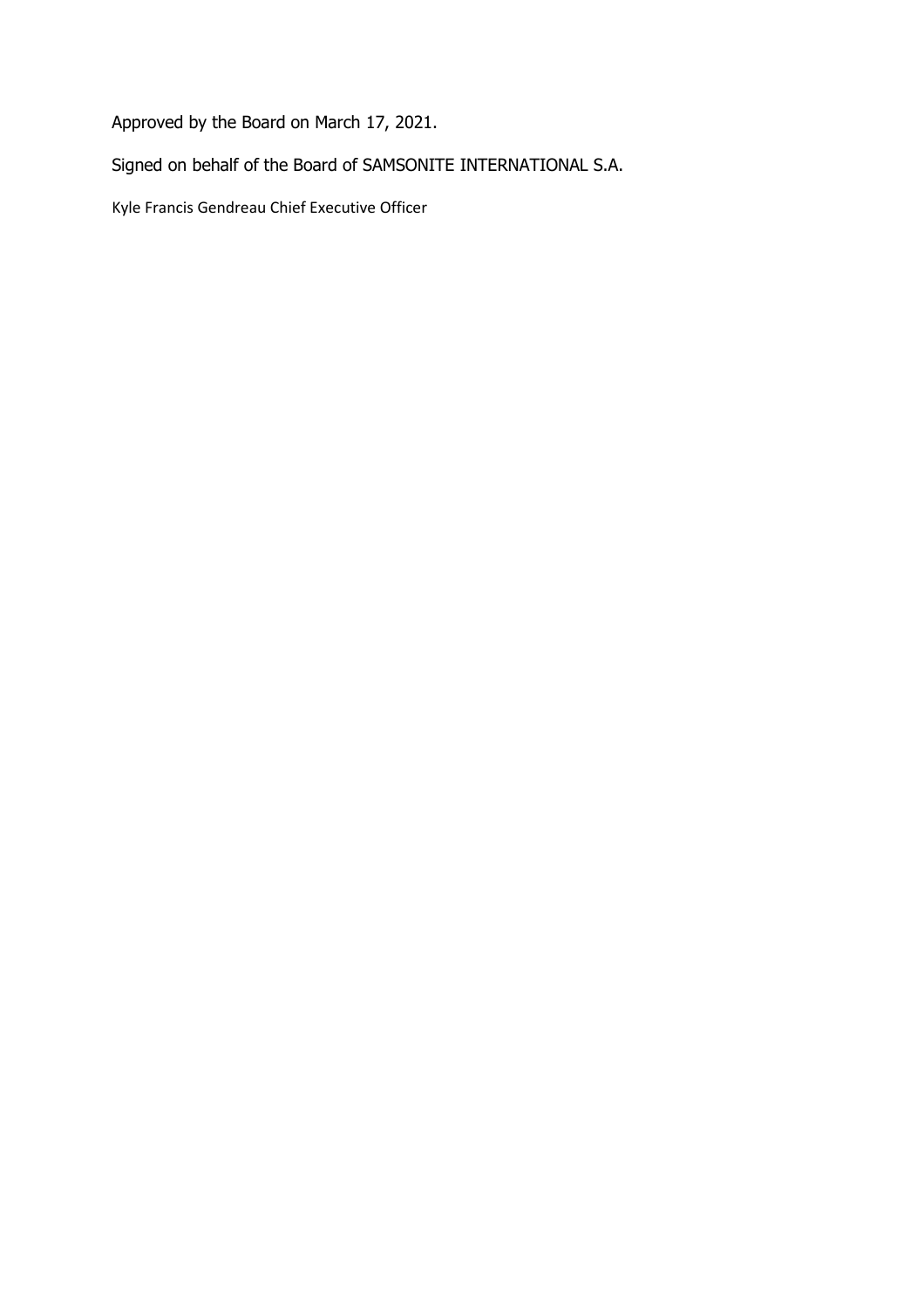Approved by the Board on March 17, 2021.

Signed on behalf of the Board of SAMSONITE INTERNATIONAL S.A.

Kyle Francis Gendreau Chief Executive Officer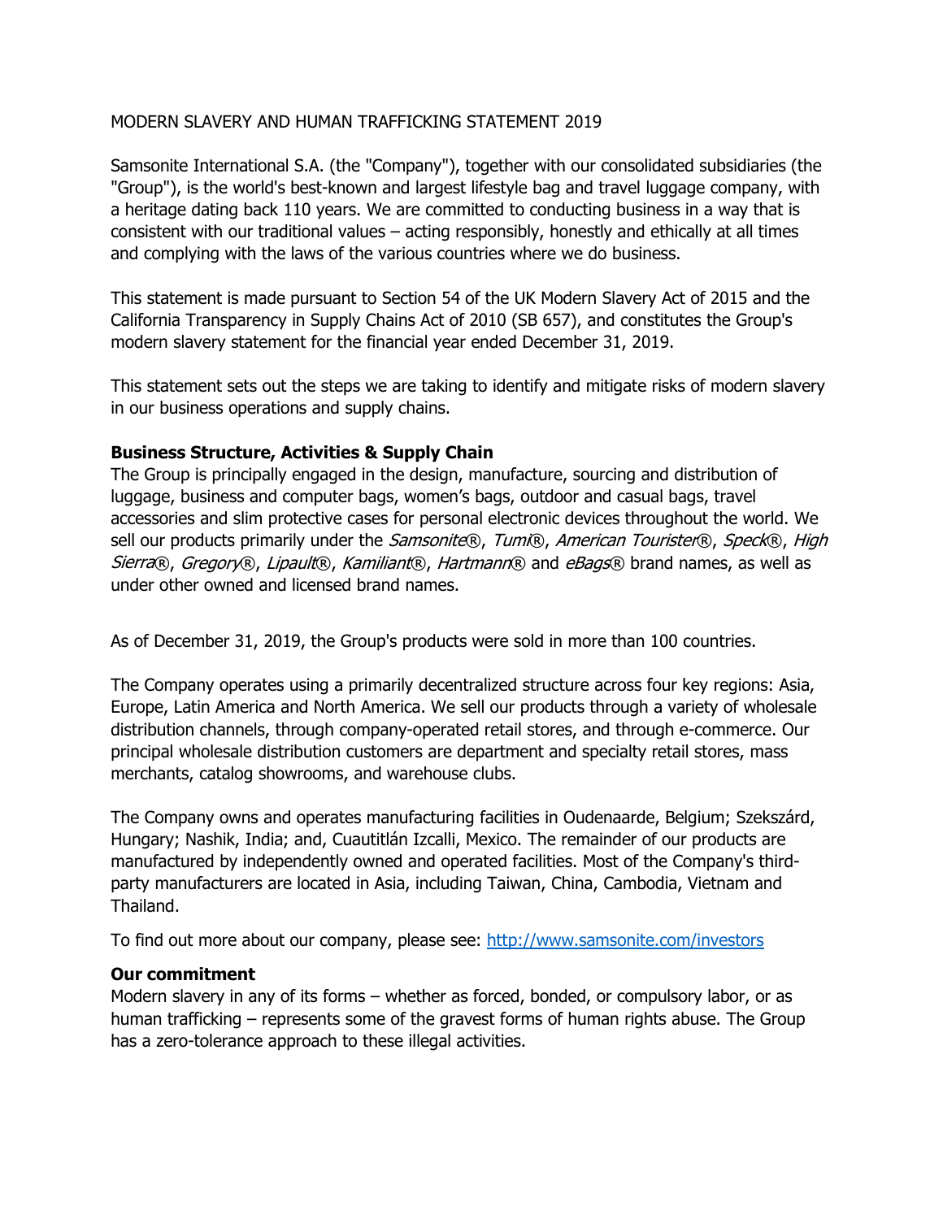MODERN SLAVERY AND HUMAN TRAFFICKING STATEMENT 2019

Samsonite International S.A. (the "Company"), together with our consolidated subsidiaries (the "Group"), is the world's best-known and largest lifestyle bag and travel luggage company, with a heritage dating back 110 years. We are committed to conducting business in a way that is consistent with our traditional values – acting responsibly, honestly and ethically at all times and complying with the laws of the various countries where we do business.

This statement is made pursuant to Section 54 of the UK Modern Slavery Act of 2015 and the California Transparency in Supply Chains Act of 2010 (SB 657), and constitutes the Group's modern slavery statement for the financial year ended December 31, 2019.

This statement sets out the steps we are taking to identify and mitigate risks of modern slavery in our business operations and supply chains.

**Business Structure, Activities & Supply Chain**

The Group is principally engaged in the design, manufacture, sourcing and distribution of luggage, business and computer bags, women's bags, outdoor and casual bags, travel accessories and slim protective cases for personal electronic devices throughout the world. We sell our products primarily under the *Samsonite*®, *Tumi*®, *American Tourister*®, *Speck*®, *High Sierra*®, *Gregory*®, *Lipault*®, *Kamiliant*®, *Hartmann*® and *eBags*® brand names, as well as under other owned and licensed brand names.

As of December 31, 2019, the Group's products were sold in more than 100 countries.

The Company operates using a primarily decentralized structure across four key regions: Asia, Europe, Latin America and North America. We sell our products through a variety of wholesale distribution channels, through company-operated retail stores, and through e-commerce. Our principal wholesale distribution customers are department and specialty retail stores, mass merchants, catalog showrooms, and warehouse clubs.

The Company owns and operates manufacturing facilities in Oudenaarde, Belgium; Szekszárd, Hungary; Nashik, India; and, Cuautitlán Izcalli, Mexico. The remainder of our products are manufactured by independently owned and operated facilities. Most of the Company's third-party manufacturers are located in Asia, including Taiwan, China, Cambodia, Vietnam and Thailand.

To find out more about our company, please see: [http://www.samsonite.com/investors](http://www.samsonite.com/investors)

**Our commitment**

Modern slavery in any of its forms – whether as forced, bonded, or compulsory labor, or as human trafficking – represents some of the gravest forms of human rights abuse. The Group has a zero-tolerance approach to these illegal activities.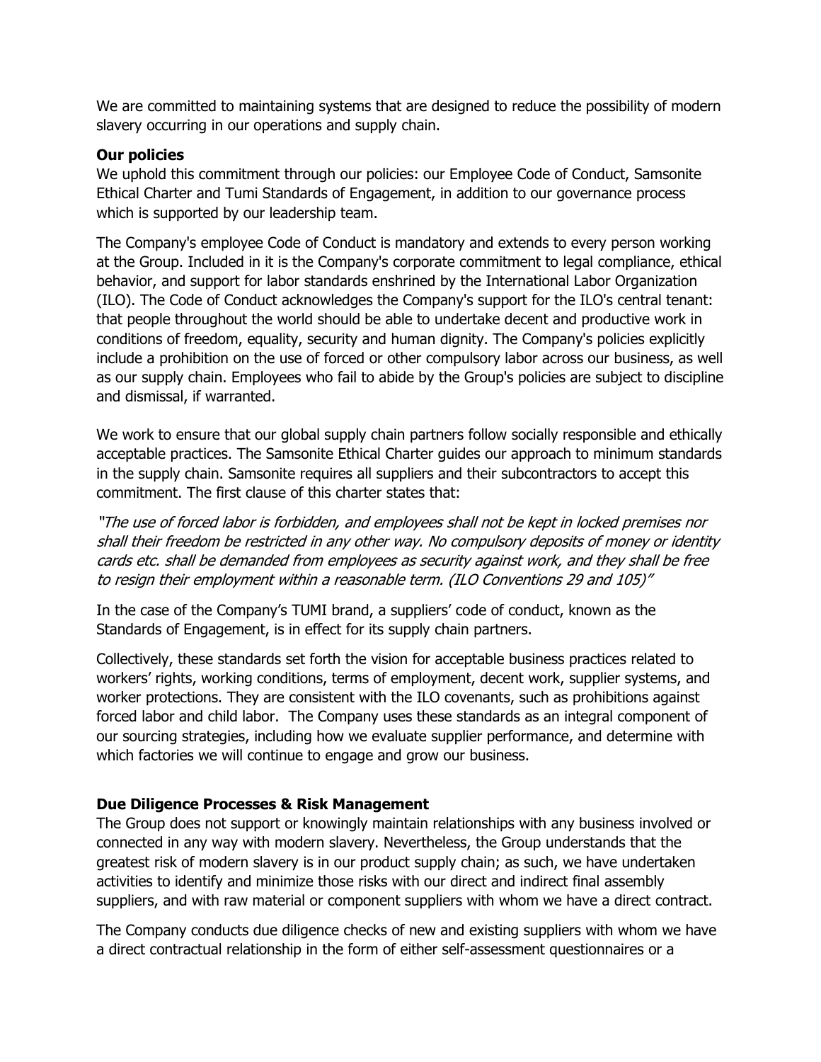We are committed to maintaining systems that are designed to reduce the possibility of modern slavery occurring in our operations and supply chain.

**Our policies**

We uphold this commitment through our policies: our Employee Code of Conduct, Samsonite Ethical Charter and Tumi Standards of Engagement, in addition to our governance process which is supported by our leadership team.

The Company's employee Code of Conduct is mandatory and extends to every person working at the Group. Included in it is the Company's corporate commitment to legal compliance, ethical behavior, and support for labor standards enshrined by the International Labor Organization (ILO). The Code of Conduct acknowledges the Company's support for the ILO's central tenant: that people throughout the world should be able to undertake decent and productive work in conditions of freedom, equality, security and human dignity. The Company's policies explicitly include a prohibition on the use of forced or other compulsory labor across our business, as well as our supply chain. Employees who fail to abide by the Group's policies are subject to discipline and dismissal, if warranted.

We work to ensure that our global supply chain partners follow socially responsible and ethically acceptable practices. The Samsonite Ethical Charter guides our approach to minimum standards in the supply chain. Samsonite requires all suppliers and their subcontractors to accept this commitment. The first clause of this charter states that:

*"The use of forced labor is forbidden, and employees shall not be kept in locked premises nor shall their freedom be restricted in any other way. No compulsory deposits of money or identity cards etc. shall be demanded from employees as security against work, and they shall be free to resign their employment within a reasonable term. (ILO Conventions 29 and 105)"*

In the case of the Company's TUMI brand, a suppliers' code of conduct, known as the Standards of Engagement, is in effect for its supply chain partners.

Collectively, these standards set forth the vision for acceptable business practices related to workers' rights, working conditions, terms of employment, decent work, supplier systems, and worker protections. They are consistent with the ILO covenants, such as prohibitions against forced labor and child labor. The Company uses these standards as an integral component of our sourcing strategies, including how we evaluate supplier performance, and determine with which factories we will continue to engage and grow our business.

**Due Diligence Processes & Risk Management**

The Group does not support or knowingly maintain relationships with any business involved or connected in any way with modern slavery. Nevertheless, the Group understands that the greatest risk of modern slavery is in our product supply chain; as such, we have undertaken activities to identify and minimize those risks with our direct and indirect final assembly suppliers, and with raw material or component suppliers with whom we have a direct contract.

The Company conducts due diligence checks of new and existing suppliers with whom we have a direct contractual relationship in the form of either self-assessment questionnaires or a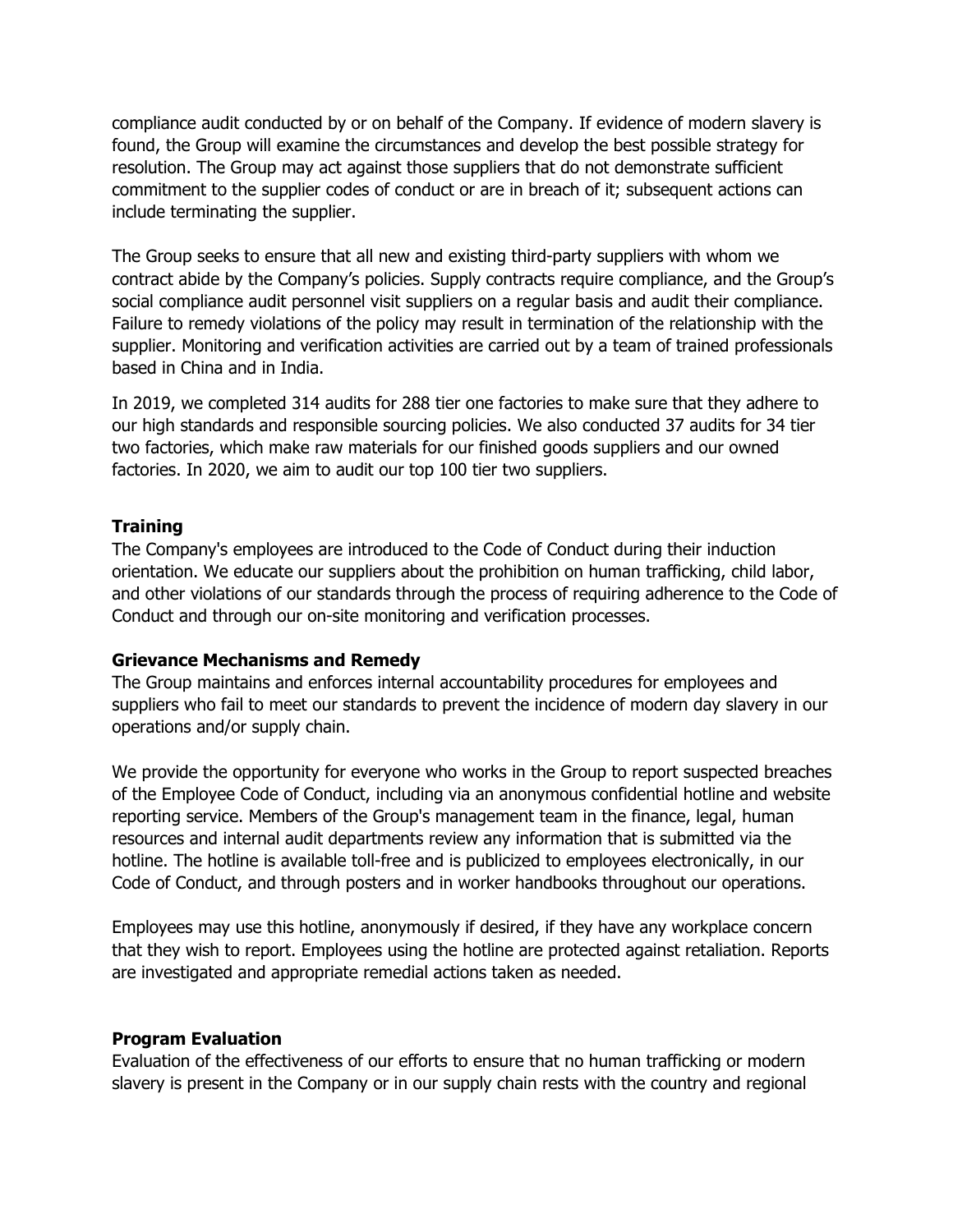compliance audit conducted by or on behalf of the Company. If evidence of modern slavery is found, the Group will examine the circumstances and develop the best possible strategy for resolution. The Group may act against those suppliers that do not demonstrate sufficient commitment to the supplier codes of conduct or are in breach of it; subsequent actions can include terminating the supplier.

The Group seeks to ensure that all new and existing third-party suppliers with whom we contract abide by the Company's policies. Supply contracts require compliance, and the Group's social compliance audit personnel visit suppliers on a regular basis and audit their compliance. Failure to remedy violations of the policy may result in termination of the relationship with the supplier. Monitoring and verification activities are carried out by a team of trained professionals based in China and in India.

In 2019, we completed 314 audits for 288 tier one factories to make sure that they adhere to our high standards and responsible sourcing policies. We also conducted 37 audits for 34 tier two factories, which make raw materials for our finished goods suppliers and our owned factories. In 2020, we aim to audit our top 100 tier two suppliers.

**Training**

The Company's employees are introduced to the Code of Conduct during their induction orientation. We educate our suppliers about the prohibition on human trafficking, child labor, and other violations of our standards through the process of requiring adherence to the Code of Conduct and through our on-site monitoring and verification processes.

**Grievance Mechanisms and Remedy**

The Group maintains and enforces internal accountability procedures for employees and suppliers who fail to meet our standards to prevent the incidence of modern day slavery in our operations and/or supply chain.

We provide the opportunity for everyone who works in the Group to report suspected breaches of the Employee Code of Conduct, including via an anonymous confidential hotline and website reporting service. Members of the Group's management team in the finance, legal, human resources and internal audit departments review any information that is submitted via the hotline. The hotline is available toll-free and is publicized to employees electronically, in our Code of Conduct, and through posters and in worker handbooks throughout our operations.

Employees may use this hotline, anonymously if desired, if they have any workplace concern that they wish to report. Employees using the hotline are protected against retaliation. Reports are investigated and appropriate remedial actions taken as needed.

**Program Evaluation**

Evaluation of the effectiveness of our efforts to ensure that no human trafficking or modern slavery is present in the Company or in our supply chain rests with the country and regional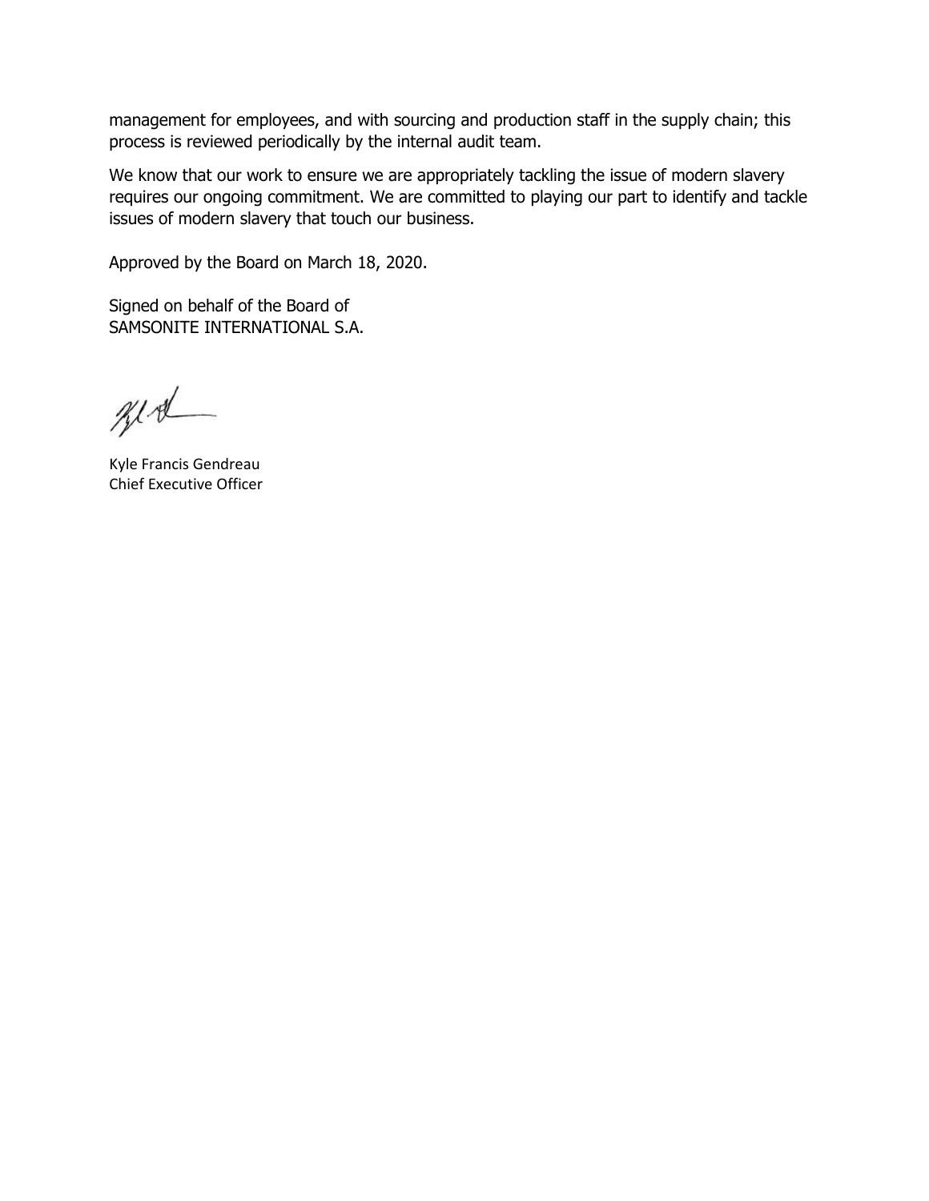management for employees, and with sourcing and production staff in the supply chain; this process is reviewed periodically by the internal audit team.

We know that our work to ensure we are appropriately tackling the issue of modern slavery requires our ongoing commitment. We are committed to playing our part to identify and tackle issues of modern slavery that touch our business.

Approved by the Board on March 18, 2020.

Signed on behalf of the Board of
SAMSONITE INTERNATIONAL S.A.

Kyle Francis Gendreau
Chief Executive Officer